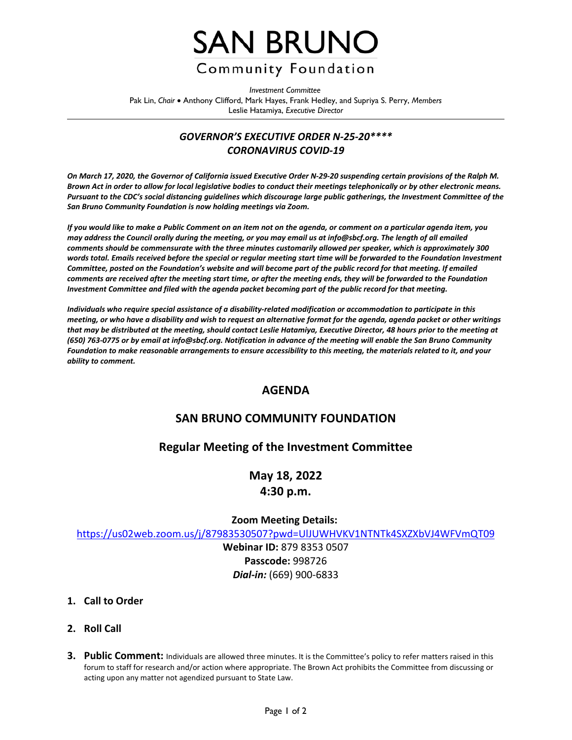# SAN BRUNO

## Community Foundation

*Investment Committee*
Pak Lin, *Chair* • Anthony Clifford, Mark Hayes, Frank Hedley, and Supriya S. Perry, *Members*
Leslie Hatamiya, *Executive Director*

---

### *GOVERNOR'S EXECUTIVE ORDER N-25-20\*\*\*\**
### *CORONAVIRUS COVID-19*

***On March 17, 2020, the Governor of California issued Executive Order N-29-20 suspending certain provisions of the Ralph M. Brown Act in order to allow for local legislative bodies to conduct their meetings telephonically or by other electronic means. Pursuant to the CDC's social distancing guidelines which discourage large public gatherings, the Investment Committee of the San Bruno Community Foundation is now holding meetings via Zoom.***

***If you would like to make a Public Comment on an item not on the agenda, or comment on a particular agenda item, you may address the Council orally during the meeting, or you may email us at info@sbcf.org. The length of all emailed comments should be commensurate with the three minutes customarily allowed per speaker, which is approximately 300 words total. Emails received before the special or regular meeting start time will be forwarded to the Foundation Investment Committee, posted on the Foundation's website and will become part of the public record for that meeting. If emailed comments are received after the meeting start time, or after the meeting ends, they will be forwarded to the Foundation Investment Committee and filed with the agenda packet becoming part of the public record for that meeting.***

***Individuals who require special assistance of a disability-related modification or accommodation to participate in this meeting, or who have a disability and wish to request an alternative format for the agenda, agenda packet or other writings that may be distributed at the meeting, should contact Leslie Hatamiya, Executive Director, 48 hours prior to the meeting at (650) 763-0775 or by email at info@sbcf.org. Notification in advance of the meeting will enable the San Bruno Community Foundation to make reasonable arrangements to ensure accessibility to this meeting, the materials related to it, and your ability to comment.***

## AGENDA

## SAN BRUNO COMMUNITY FOUNDATION

## Regular Meeting of the Investment Committee

## May 18, 2022
## 4:30 p.m.

**Zoom Meeting Details:**
https://us02web.zoom.us/j/87983530507?pwd=UlJUWHVKV1NTNTk4SXZXbVJ4WFVmQT09
**Webinar ID:** 879 8353 0507
**Passcode:** 998726
***Dial-in:*** (669) 900-6833

1. **Call to Order**

2. **Roll Call**

3. **Public Comment:** Individuals are allowed three minutes. It is the Committee's policy to refer matters raised in this forum to staff for research and/or action where appropriate. The Brown Act prohibits the Committee from discussing or acting upon any matter not agendized pursuant to State Law.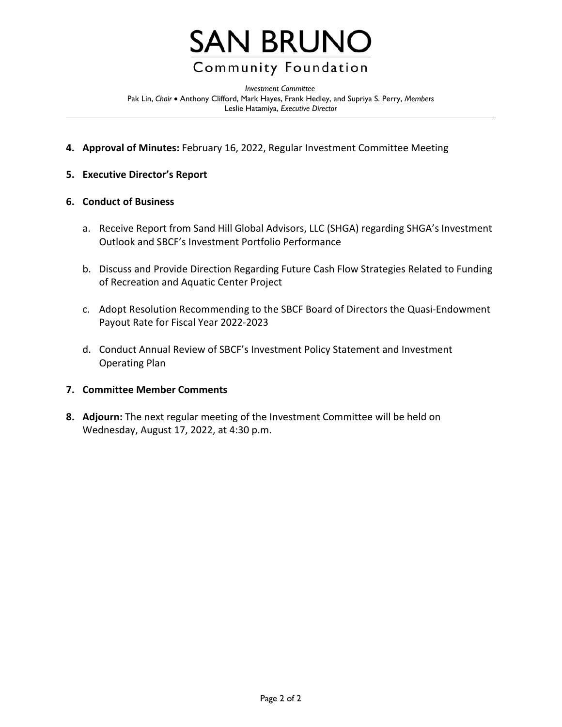# SAN BRUNO

## Community Foundation

*Investment Committee*
Pak Lin, *Chair* • Anthony Clifford, Mark Hayes, Frank Hedley, and Supriya S. Perry, *Members*
Leslie Hatamiya, *Executive Director*

---

4. **Approval of Minutes:** February 16, 2022, Regular Investment Committee Meeting

5. **Executive Director's Report**

6. **Conduct of Business**

   a. Receive Report from Sand Hill Global Advisors, LLC (SHGA) regarding SHGA's Investment Outlook and SBCF's Investment Portfolio Performance

   b. Discuss and Provide Direction Regarding Future Cash Flow Strategies Related to Funding of Recreation and Aquatic Center Project

   c. Adopt Resolution Recommending to the SBCF Board of Directors the Quasi-Endowment Payout Rate for Fiscal Year 2022-2023

   d. Conduct Annual Review of SBCF's Investment Policy Statement and Investment Operating Plan

7. **Committee Member Comments**

8. **Adjourn:** The next regular meeting of the Investment Committee will be held on Wednesday, August 17, 2022, at 4:30 p.m.